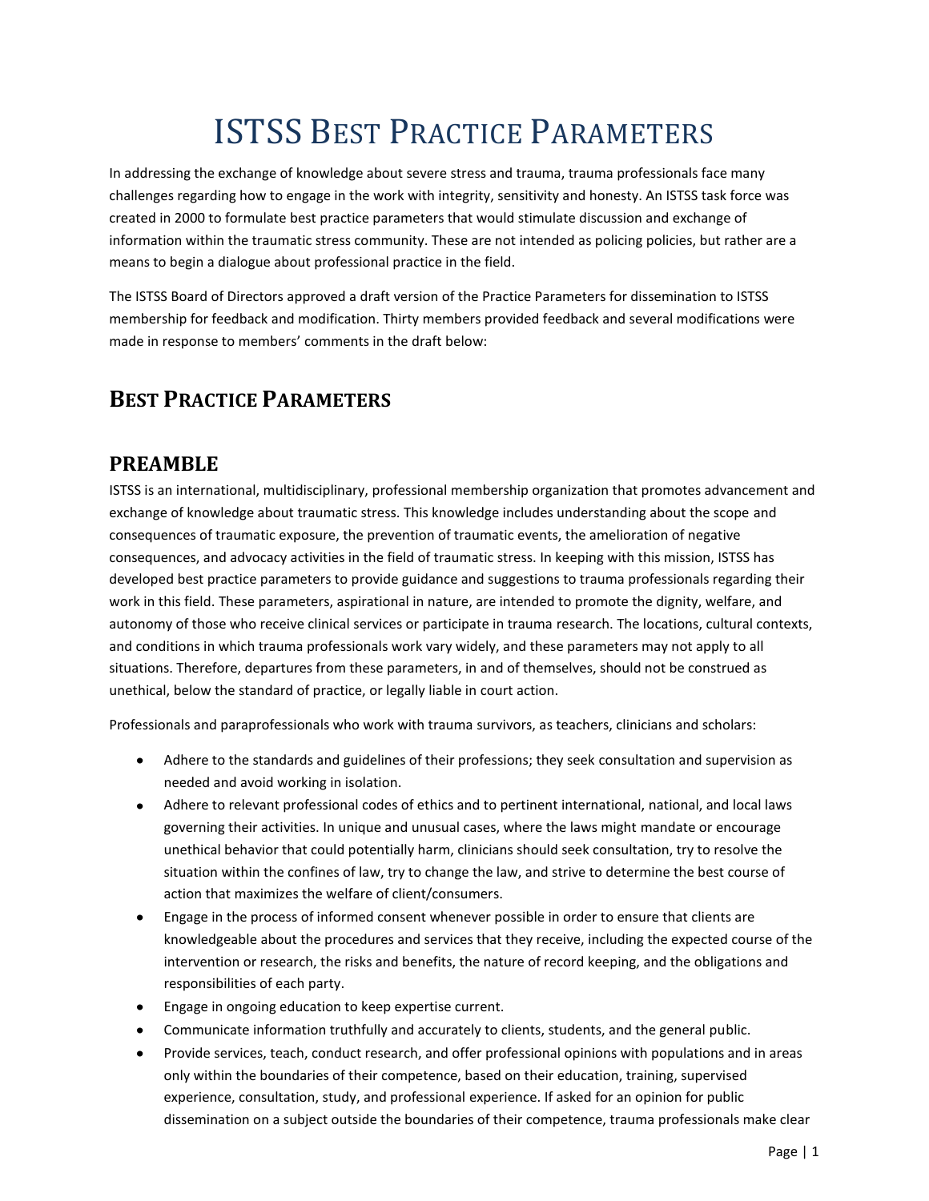# ISTSS Best Practice Parameters

In addressing the exchange of knowledge about severe stress and trauma, trauma professionals face many challenges regarding how to engage in the work with integrity, sensitivity and honesty. An ISTSS task force was created in 2000 to formulate best practice parameters that would stimulate discussion and exchange of information within the traumatic stress community. These are not intended as policing policies, but rather are a means to begin a dialogue about professional practice in the field.

The ISTSS Board of Directors approved a draft version of the Practice Parameters for dissemination to ISTSS membership for feedback and modification. Thirty members provided feedback and several modifications were made in response to members' comments in the draft below:

## Best Practice Parameters

## PREAMBLE

ISTSS is an international, multidisciplinary, professional membership organization that promotes advancement and exchange of knowledge about traumatic stress. This knowledge includes understanding about the scope and consequences of traumatic exposure, the prevention of traumatic events, the amelioration of negative consequences, and advocacy activities in the field of traumatic stress. In keeping with this mission, ISTSS has developed best practice parameters to provide guidance and suggestions to trauma professionals regarding their work in this field. These parameters, aspirational in nature, are intended to promote the dignity, welfare, and autonomy of those who receive clinical services or participate in trauma research. The locations, cultural contexts, and conditions in which trauma professionals work vary widely, and these parameters may not apply to all situations. Therefore, departures from these parameters, in and of themselves, should not be construed as unethical, below the standard of practice, or legally liable in court action.

Professionals and paraprofessionals who work with trauma survivors, as teachers, clinicians and scholars:

- Adhere to the standards and guidelines of their professions; they seek consultation and supervision as needed and avoid working in isolation.
- Adhere to relevant professional codes of ethics and to pertinent international, national, and local laws governing their activities. In unique and unusual cases, where the laws might mandate or encourage unethical behavior that could potentially harm, clinicians should seek consultation, try to resolve the situation within the confines of law, try to change the law, and strive to determine the best course of action that maximizes the welfare of client/consumers.
- Engage in the process of informed consent whenever possible in order to ensure that clients are knowledgeable about the procedures and services that they receive, including the expected course of the intervention or research, the risks and benefits, the nature of record keeping, and the obligations and responsibilities of each party.
- Engage in ongoing education to keep expertise current.
- Communicate information truthfully and accurately to clients, students, and the general public.
- Provide services, teach, conduct research, and offer professional opinions with populations and in areas only within the boundaries of their competence, based on their education, training, supervised experience, consultation, study, and professional experience. If asked for an opinion for public dissemination on a subject outside the boundaries of their competence, trauma professionals make clear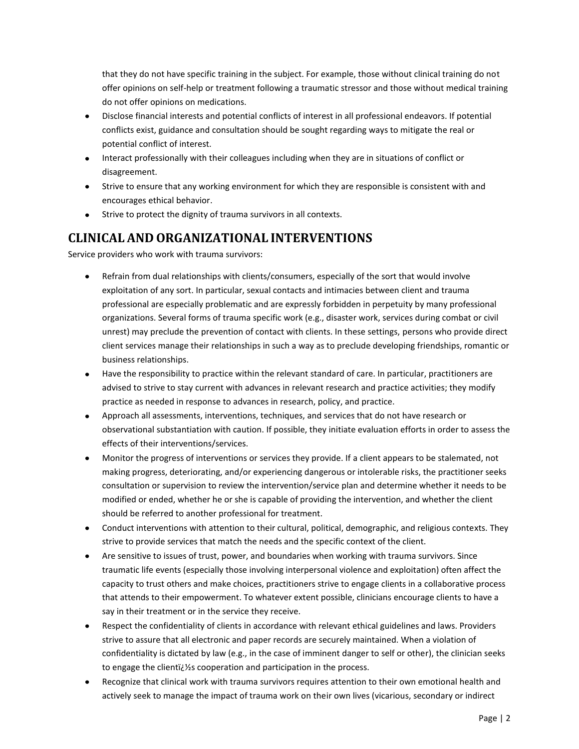that they do not have specific training in the subject. For example, those without clinical training do not offer opinions on self-help or treatment following a traumatic stressor and those without medical training do not offer opinions on medications.

- Disclose financial interests and potential conflicts of interest in all professional endeavors. If potential conflicts exist, guidance and consultation should be sought regarding ways to mitigate the real or potential conflict of interest.
- Interact professionally with their colleagues including when they are in situations of conflict or disagreement.
- Strive to ensure that any working environment for which they are responsible is consistent with and encourages ethical behavior.
- Strive to protect the dignity of trauma survivors in all contexts.

## CLINICAL AND ORGANIZATIONAL INTERVENTIONS

Service providers who work with trauma survivors:

- Refrain from dual relationships with clients/consumers, especially of the sort that would involve exploitation of any sort. In particular, sexual contacts and intimacies between client and trauma professional are especially problematic and are expressly forbidden in perpetuity by many professional organizations. Several forms of trauma specific work (e.g., disaster work, services during combat or civil unrest) may preclude the prevention of contact with clients. In these settings, persons who provide direct client services manage their relationships in such a way as to preclude developing friendships, romantic or business relationships.
- Have the responsibility to practice within the relevant standard of care. In particular, practitioners are advised to strive to stay current with advances in relevant research and practice activities; they modify practice as needed in response to advances in research, policy, and practice.
- Approach all assessments, interventions, techniques, and services that do not have research or observational substantiation with caution. If possible, they initiate evaluation efforts in order to assess the effects of their interventions/services.
- Monitor the progress of interventions or services they provide. If a client appears to be stalemated, not making progress, deteriorating, and/or experiencing dangerous or intolerable risks, the practitioner seeks consultation or supervision to review the intervention/service plan and determine whether it needs to be modified or ended, whether he or she is capable of providing the intervention, and whether the client should be referred to another professional for treatment.
- Conduct interventions with attention to their cultural, political, demographic, and religious contexts. They strive to provide services that match the needs and the specific context of the client.
- Are sensitive to issues of trust, power, and boundaries when working with trauma survivors. Since traumatic life events (especially those involving interpersonal violence and exploitation) often affect the capacity to trust others and make choices, practitioners strive to engage clients in a collaborative process that attends to their empowerment. To whatever extent possible, clinicians encourage clients to have a say in their treatment or in the service they receive.
- Respect the confidentiality of clients in accordance with relevant ethical guidelines and laws. Providers strive to assure that all electronic and paper records are securely maintained. When a violation of confidentiality is dictated by law (e.g., in the case of imminent danger to self or other), the clinician seeks to engage the clientï¿½s cooperation and participation in the process.
- Recognize that clinical work with trauma survivors requires attention to their own emotional health and actively seek to manage the impact of trauma work on their own lives (vicarious, secondary or indirect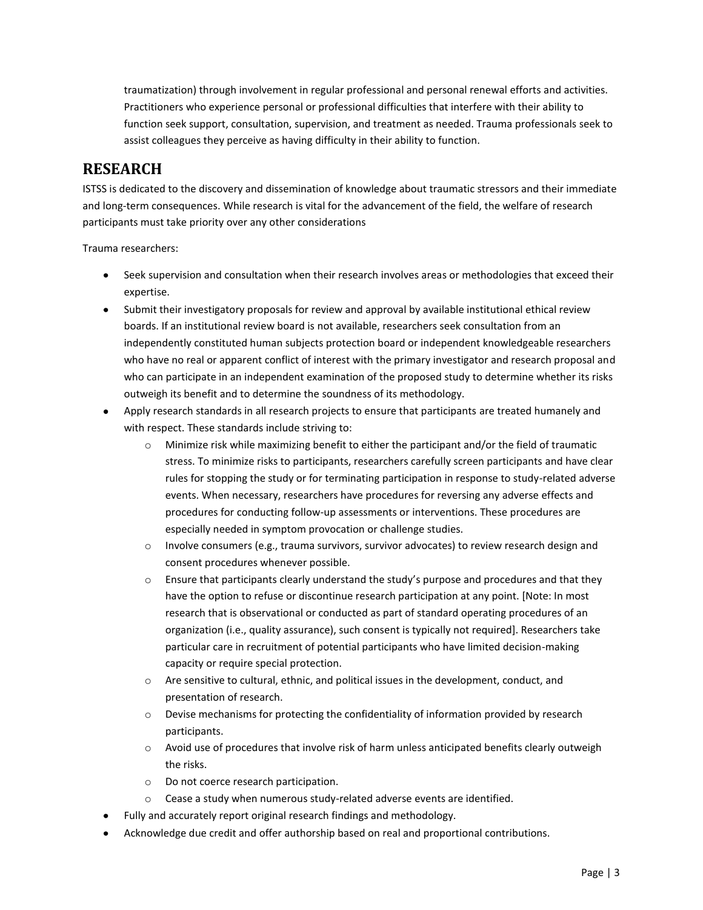traumatization) through involvement in regular professional and personal renewal efforts and activities. Practitioners who experience personal or professional difficulties that interfere with their ability to function seek support, consultation, supervision, and treatment as needed. Trauma professionals seek to assist colleagues they perceive as having difficulty in their ability to function.

## RESEARCH

ISTSS is dedicated to the discovery and dissemination of knowledge about traumatic stressors and their immediate and long-term consequences. While research is vital for the advancement of the field, the welfare of research participants must take priority over any other considerations

Trauma researchers:

- Seek supervision and consultation when their research involves areas or methodologies that exceed their expertise.
- Submit their investigatory proposals for review and approval by available institutional ethical review boards. If an institutional review board is not available, researchers seek consultation from an independently constituted human subjects protection board or independent knowledgeable researchers who have no real or apparent conflict of interest with the primary investigator and research proposal and who can participate in an independent examination of the proposed study to determine whether its risks outweigh its benefit and to determine the soundness of its methodology.
- Apply research standards in all research projects to ensure that participants are treated humanely and with respect. These standards include striving to:
    - Minimize risk while maximizing benefit to either the participant and/or the field of traumatic stress. To minimize risks to participants, researchers carefully screen participants and have clear rules for stopping the study or for terminating participation in response to study-related adverse events. When necessary, researchers have procedures for reversing any adverse effects and procedures for conducting follow-up assessments or interventions. These procedures are especially needed in symptom provocation or challenge studies.
    - Involve consumers (e.g., trauma survivors, survivor advocates) to review research design and consent procedures whenever possible.
    - Ensure that participants clearly understand the study's purpose and procedures and that they have the option to refuse or discontinue research participation at any point. [Note: In most research that is observational or conducted as part of standard operating procedures of an organization (i.e., quality assurance), such consent is typically not required]. Researchers take particular care in recruitment of potential participants who have limited decision-making capacity or require special protection.
    - Are sensitive to cultural, ethnic, and political issues in the development, conduct, and presentation of research.
    - Devise mechanisms for protecting the confidentiality of information provided by research participants.
    - Avoid use of procedures that involve risk of harm unless anticipated benefits clearly outweigh the risks.
    - Do not coerce research participation.
    - Cease a study when numerous study-related adverse events are identified.
- Fully and accurately report original research findings and methodology.
- Acknowledge due credit and offer authorship based on real and proportional contributions.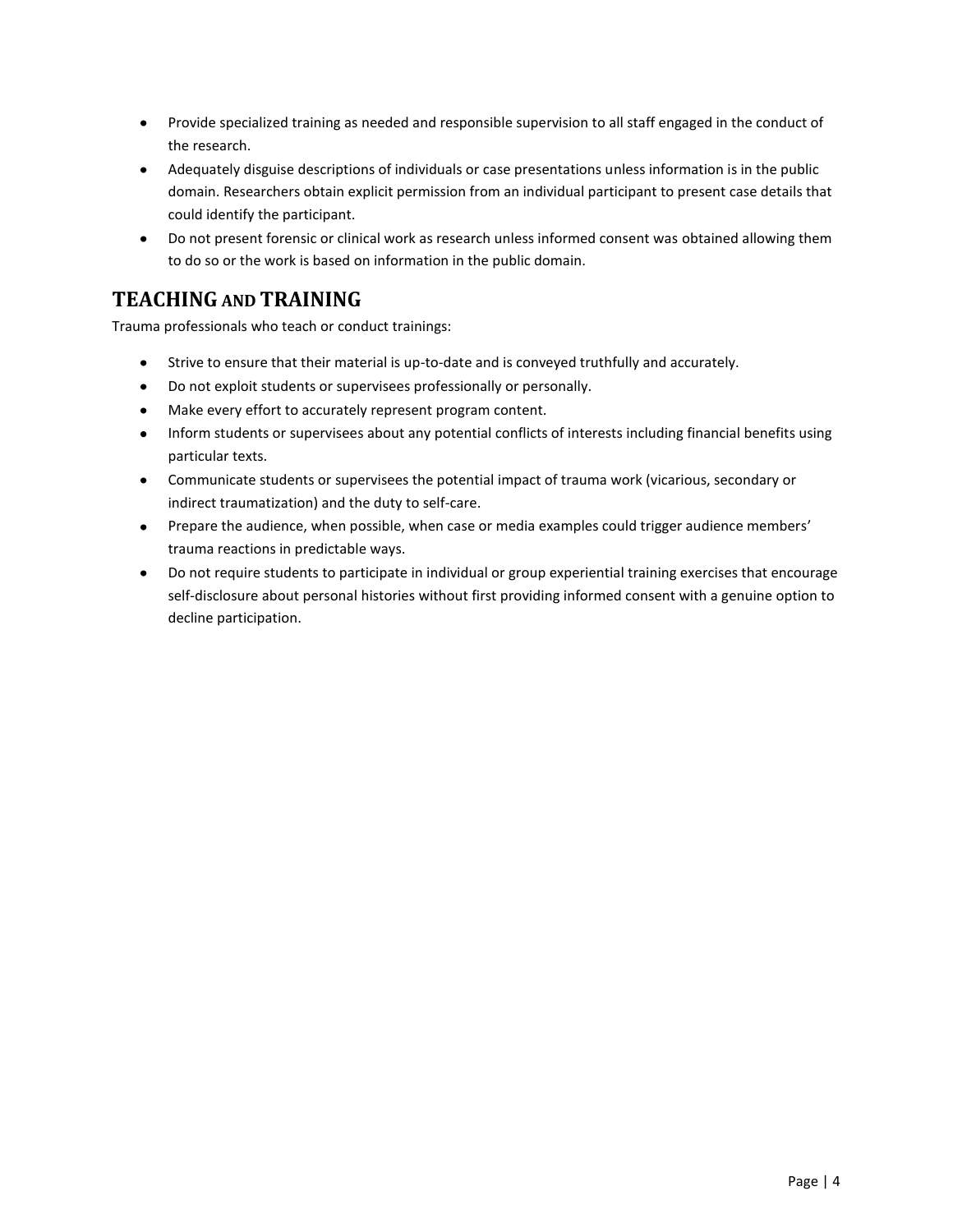- Provide specialized training as needed and responsible supervision to all staff engaged in the conduct of the research.
- Adequately disguise descriptions of individuals or case presentations unless information is in the public domain. Researchers obtain explicit permission from an individual participant to present case details that could identify the participant.
- Do not present forensic or clinical work as research unless informed consent was obtained allowing them to do so or the work is based on information in the public domain.

## TEACHING AND TRAINING

Trauma professionals who teach or conduct trainings:

- Strive to ensure that their material is up-to-date and is conveyed truthfully and accurately.
- Do not exploit students or supervisees professionally or personally.
- Make every effort to accurately represent program content.
- Inform students or supervisees about any potential conflicts of interests including financial benefits using particular texts.
- Communicate students or supervisees the potential impact of trauma work (vicarious, secondary or indirect traumatization) and the duty to self-care.
- Prepare the audience, when possible, when case or media examples could trigger audience members' trauma reactions in predictable ways.
- Do not require students to participate in individual or group experiential training exercises that encourage self-disclosure about personal histories without first providing informed consent with a genuine option to decline participation.